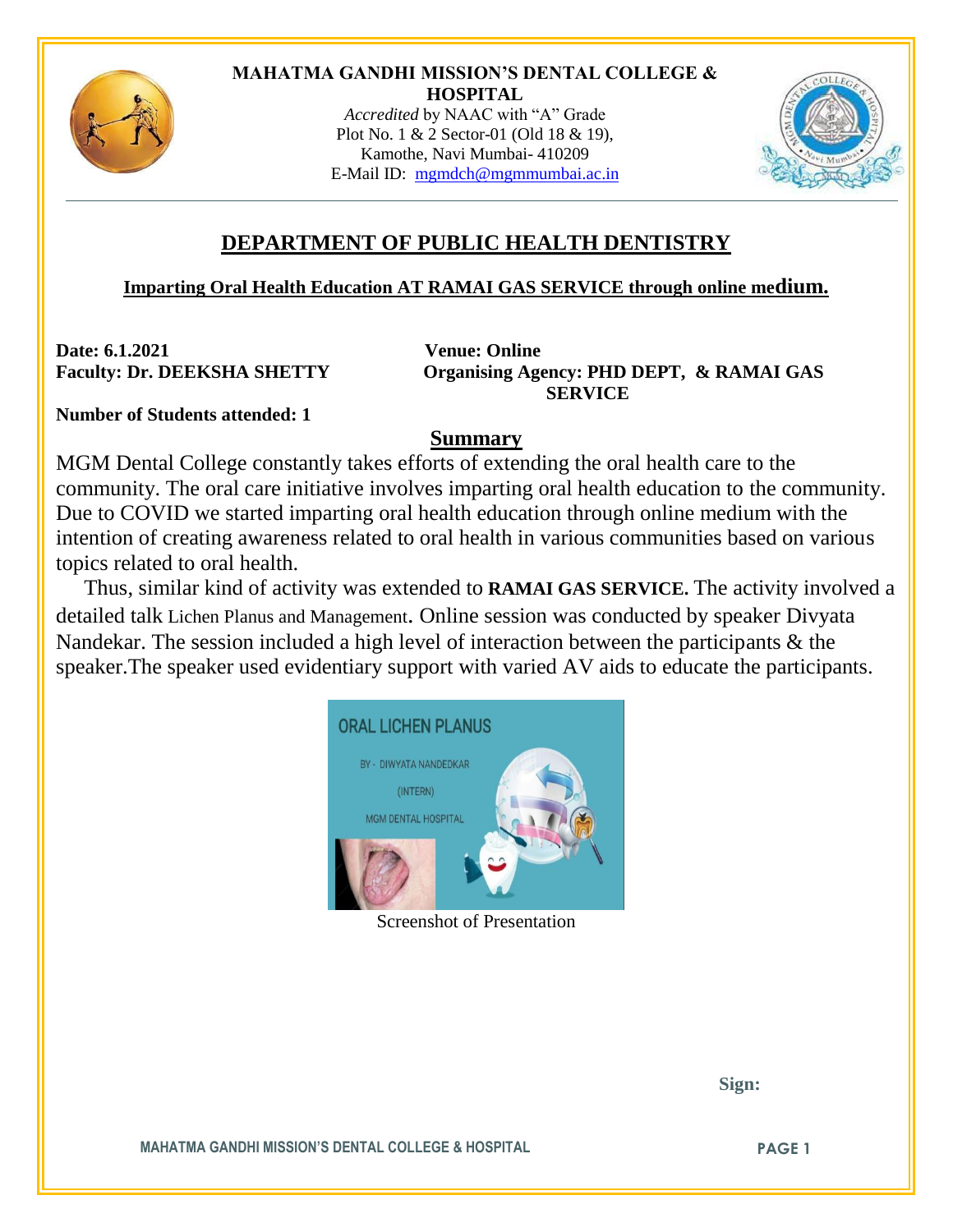**MAHATMA GANDHI MISSION'S DENTAL COLLEGE & HOSPITAL**

*Accredited* by NAAC with "A" Grade
Plot No. 1 & 2 Sector-01 (Old 18 & 19),
Kamothe, Navi Mumbai- 410209
E-Mail ID: mgmdch@mgmmumbai.ac.in

## DEPARTMENT OF PUBLIC HEALTH DENTISTRY

### Imparting Oral Health Education AT RAMAI GAS SERVICE through online medium.

**Date: 6.1.2021**

**Venue: Online**

**Faculty: Dr. DEEKSHA SHETTY**

**Organising Agency: PHD DEPT, & RAMAI GAS SERVICE**

**Number of Students attended: 1**

## Summary

MGM Dental College constantly takes efforts of extending the oral health care to the community. The oral care initiative involves imparting oral health education to the community. Due to COVID we started imparting oral health education through online medium with the intention of creating awareness related to oral health in various communities based on various topics related to oral health.

Thus, similar kind of activity was extended to **RAMAI GAS SERVICE.** The activity involved a detailed talk Lichen Planus and Management. Online session was conducted by speaker Divyata Nandekar. The session included a high level of interaction between the participants & the speaker.The speaker used evidentiary support with varied AV aids to educate the participants.

ORAL LICHEN PLANUS

BY - DIWYATA NANDEDKAR

(INTERN)

MGM DENTAL HOSPITAL

Screenshot of Presentation

**Sign:**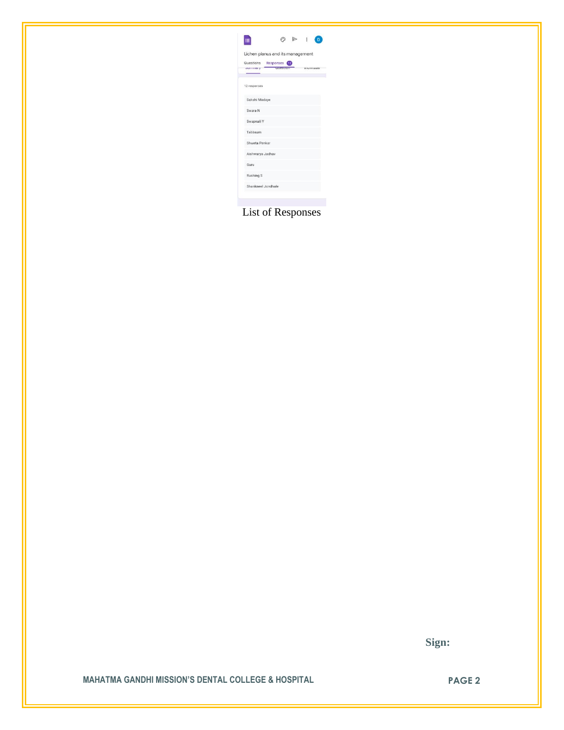Lichen planus and its management

Questions Responses 12

Summary Question Individual

12 responses

Sakshi Madaye

Swara N

Swapnali Y

Tabbsum

Shweta Penkar

Aishwarya Jadhav

Guru

Rushing S

Shankneel Jondhale

List of Responses

**Sign:**

**MAHATMA GANDHI MISSION'S DENTAL COLLEGE & HOSPITAL**